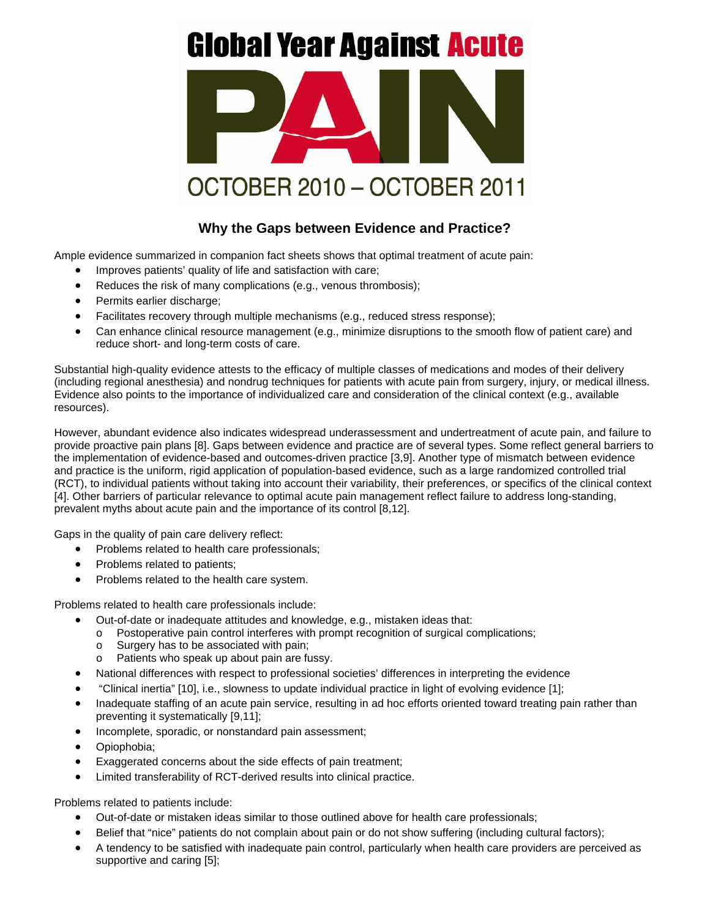# Global Year Against Acute PAIN

OCTOBER 2010 – OCTOBER 2011

## Why the Gaps between Evidence and Practice?

Ample evidence summarized in companion fact sheets shows that optimal treatment of acute pain:

- Improves patients' quality of life and satisfaction with care;
- Reduces the risk of many complications (e.g., venous thrombosis);
- Permits earlier discharge;
- Facilitates recovery through multiple mechanisms (e.g., reduced stress response);
- Can enhance clinical resource management (e.g., minimize disruptions to the smooth flow of patient care) and reduce short- and long-term costs of care.

Substantial high-quality evidence attests to the efficacy of multiple classes of medications and modes of their delivery (including regional anesthesia) and nondrug techniques for patients with acute pain from surgery, injury, or medical illness. Evidence also points to the importance of individualized care and consideration of the clinical context (e.g., available resources).

However, abundant evidence also indicates widespread underassessment and undertreatment of acute pain, and failure to provide proactive pain plans [8]. Gaps between evidence and practice are of several types. Some reflect general barriers to the implementation of evidence-based and outcomes-driven practice [3,9]. Another type of mismatch between evidence and practice is the uniform, rigid application of population-based evidence, such as a large randomized controlled trial (RCT), to individual patients without taking into account their variability, their preferences, or specifics of the clinical context [4]. Other barriers of particular relevance to optimal acute pain management reflect failure to address long-standing, prevalent myths about acute pain and the importance of its control [8,12].

Gaps in the quality of pain care delivery reflect:

- Problems related to health care professionals;
- Problems related to patients;
- Problems related to the health care system.

Problems related to health care professionals include:

- Out-of-date or inadequate attitudes and knowledge, e.g., mistaken ideas that:
  - Postoperative pain control interferes with prompt recognition of surgical complications;
  - Surgery has to be associated with pain;
  - Patients who speak up about pain are fussy.
- National differences with respect to professional societies' differences in interpreting the evidence
- "Clinical inertia" [10], i.e., slowness to update individual practice in light of evolving evidence [1];
- Inadequate staffing of an acute pain service, resulting in ad hoc efforts oriented toward treating pain rather than preventing it systematically [9,11];
- Incomplete, sporadic, or nonstandard pain assessment;
- Opiophobia;
- Exaggerated concerns about the side effects of pain treatment;
- Limited transferability of RCT-derived results into clinical practice.

Problems related to patients include:

- Out-of-date or mistaken ideas similar to those outlined above for health care professionals;
- Belief that "nice" patients do not complain about pain or do not show suffering (including cultural factors);
- A tendency to be satisfied with inadequate pain control, particularly when health care providers are perceived as supportive and caring [5];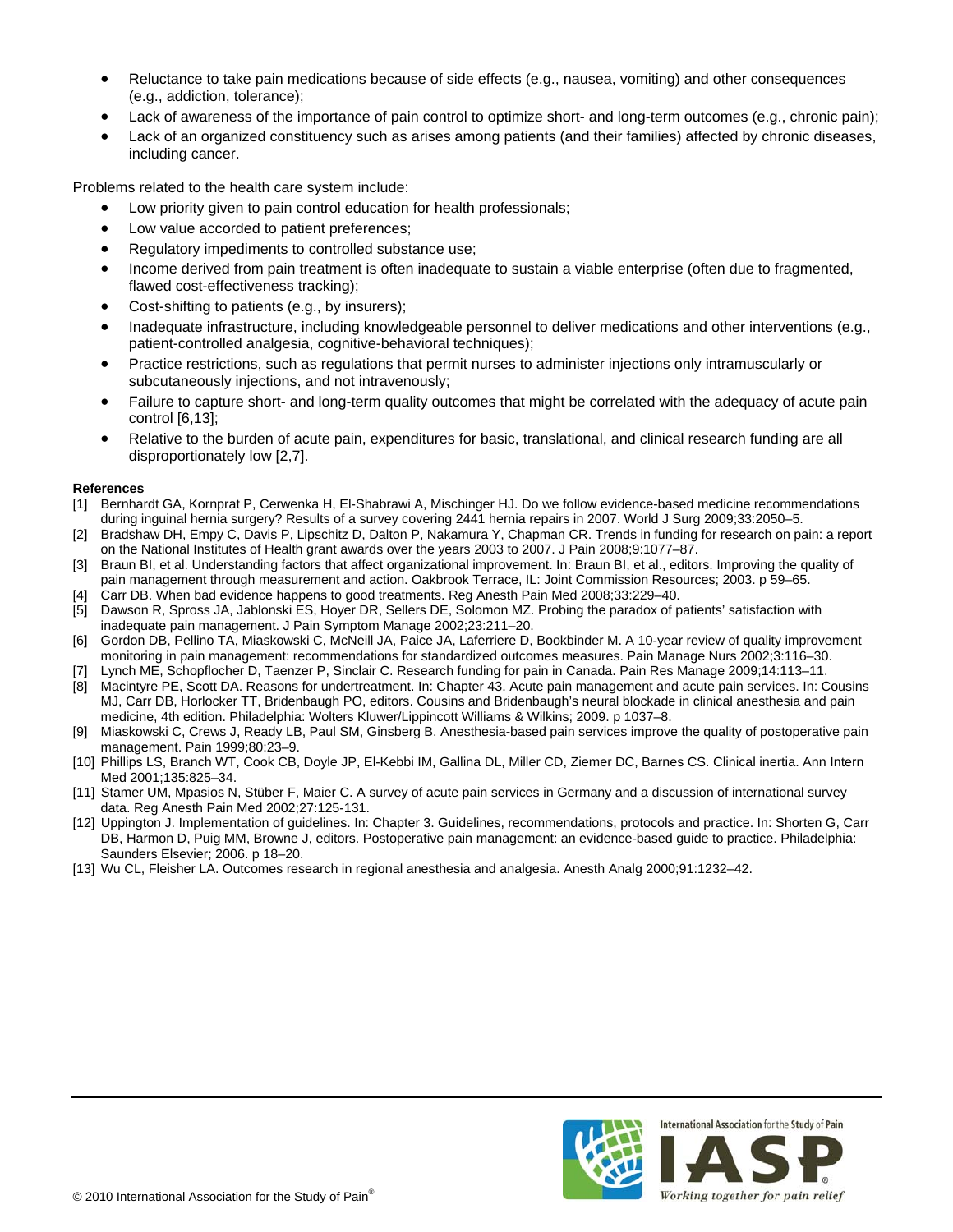- Reluctance to take pain medications because of side effects (e.g., nausea, vomiting) and other consequences (e.g., addiction, tolerance);
- Lack of awareness of the importance of pain control to optimize short- and long-term outcomes (e.g., chronic pain);
- Lack of an organized constituency such as arises among patients (and their families) affected by chronic diseases, including cancer.

Problems related to the health care system include:

- Low priority given to pain control education for health professionals;
- Low value accorded to patient preferences;
- Regulatory impediments to controlled substance use;
- Income derived from pain treatment is often inadequate to sustain a viable enterprise (often due to fragmented, flawed cost-effectiveness tracking);
- Cost-shifting to patients (e.g., by insurers);
- Inadequate infrastructure, including knowledgeable personnel to deliver medications and other interventions (e.g., patient-controlled analgesia, cognitive-behavioral techniques);
- Practice restrictions, such as regulations that permit nurses to administer injections only intramuscularly or subcutaneously injections, and not intravenously;
- Failure to capture short- and long-term quality outcomes that might be correlated with the adequacy of acute pain control [6,13];
- Relative to the burden of acute pain, expenditures for basic, translational, and clinical research funding are all disproportionately low [2,7].

**References**

[1] Bernhardt GA, Kornprat P, Cerwenka H, El-Shabrawi A, Mischinger HJ. Do we follow evidence-based medicine recommendations during inguinal hernia surgery? Results of a survey covering 2441 hernia repairs in 2007. World J Surg 2009;33:2050–5.

[2] Bradshaw DH, Empy C, Davis P, Lipschitz D, Dalton P, Nakamura Y, Chapman CR. Trends in funding for research on pain: a report on the National Institutes of Health grant awards over the years 2003 to 2007. J Pain 2008;9:1077–87.

[3] Braun BI, et al. Understanding factors that affect organizational improvement. In: Braun BI, et al., editors. Improving the quality of pain management through measurement and action. Oakbrook Terrace, IL: Joint Commission Resources; 2003. p 59–65.

[4] Carr DB. When bad evidence happens to good treatments. Reg Anesth Pain Med 2008;33:229–40.

[5] Dawson R, Spross JA, Jablonski ES, Hoyer DR, Sellers DE, Solomon MZ. Probing the paradox of patients' satisfaction with inadequate pain management. J Pain Symptom Manage 2002;23:211–20.

[6] Gordon DB, Pellino TA, Miaskowski C, McNeill JA, Paice JA, Laferriere D, Bookbinder M. A 10-year review of quality improvement monitoring in pain management: recommendations for standardized outcomes measures. Pain Manage Nurs 2002;3:116–30.

[7] Lynch ME, Schopflocher D, Taenzer P, Sinclair C. Research funding for pain in Canada. Pain Res Manage 2009;14:113–11.

[8] Macintyre PE, Scott DA. Reasons for undertreatment. In: Chapter 43. Acute pain management and acute pain services. In: Cousins MJ, Carr DB, Horlocker TT, Bridenbaugh PO, editors. Cousins and Bridenbaugh's neural blockade in clinical anesthesia and pain medicine, 4th edition. Philadelphia: Wolters Kluwer/Lippincott Williams & Wilkins; 2009. p 1037–8.

[9] Miaskowski C, Crews J, Ready LB, Paul SM, Ginsberg B. Anesthesia-based pain services improve the quality of postoperative pain management. Pain 1999;80:23–9.

[10] Phillips LS, Branch WT, Cook CB, Doyle JP, El-Kebbi IM, Gallina DL, Miller CD, Ziemer DC, Barnes CS. Clinical inertia. Ann Intern Med 2001;135:825–34.

[11] Stamer UM, Mpasios N, Stüber F, Maier C. A survey of acute pain services in Germany and a discussion of international survey data. Reg Anesth Pain Med 2002;27:125-131.

[12] Uppington J. Implementation of guidelines. In: Chapter 3. Guidelines, recommendations, protocols and practice. In: Shorten G, Carr DB, Harmon D, Puig MM, Browne J, editors. Postoperative pain management: an evidence-based guide to practice. Philadelphia: Saunders Elsevier; 2006. p 18–20.

[13] Wu CL, Fleisher LA. Outcomes research in regional anesthesia and analgesia. Anesth Analg 2000;91:1232–42.

© 2010 International Association for the Study of Pain®